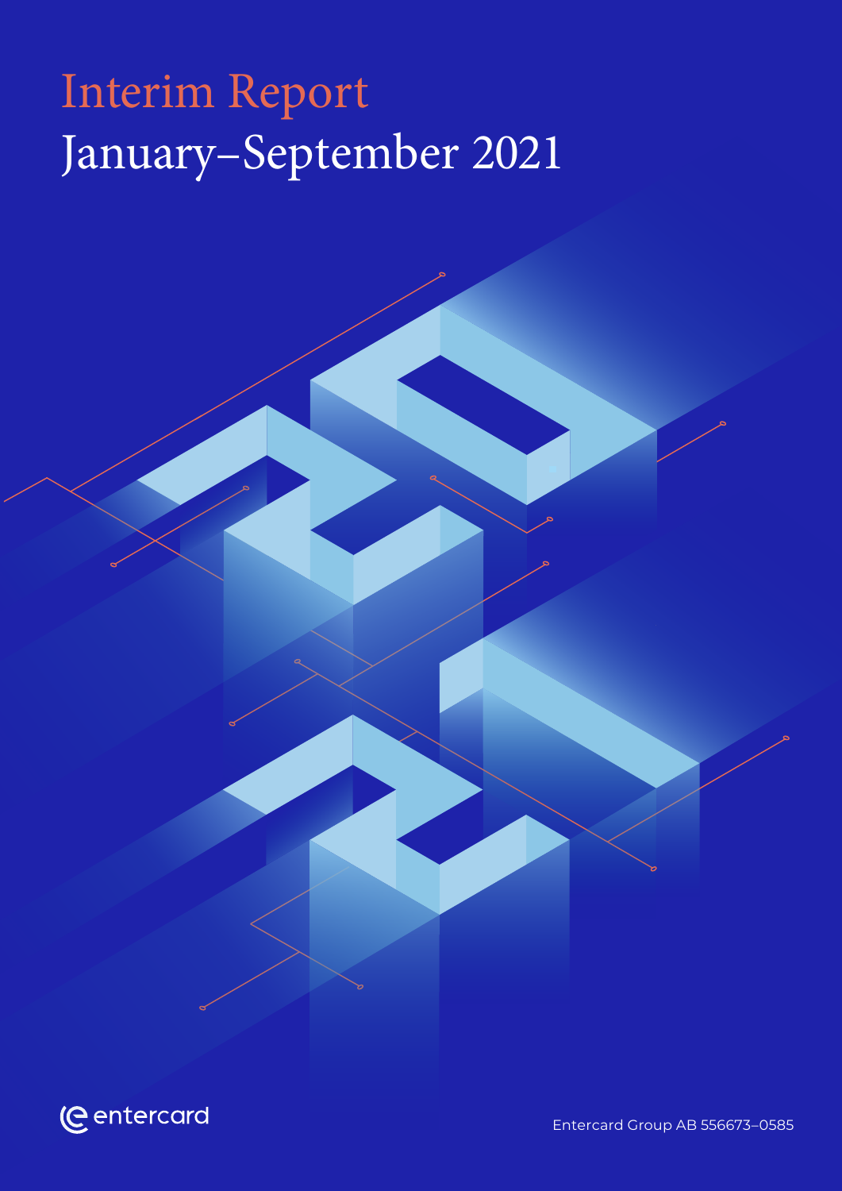# Interim Report

## January–September 2021

entercard

Entercard Group AB 556673–0585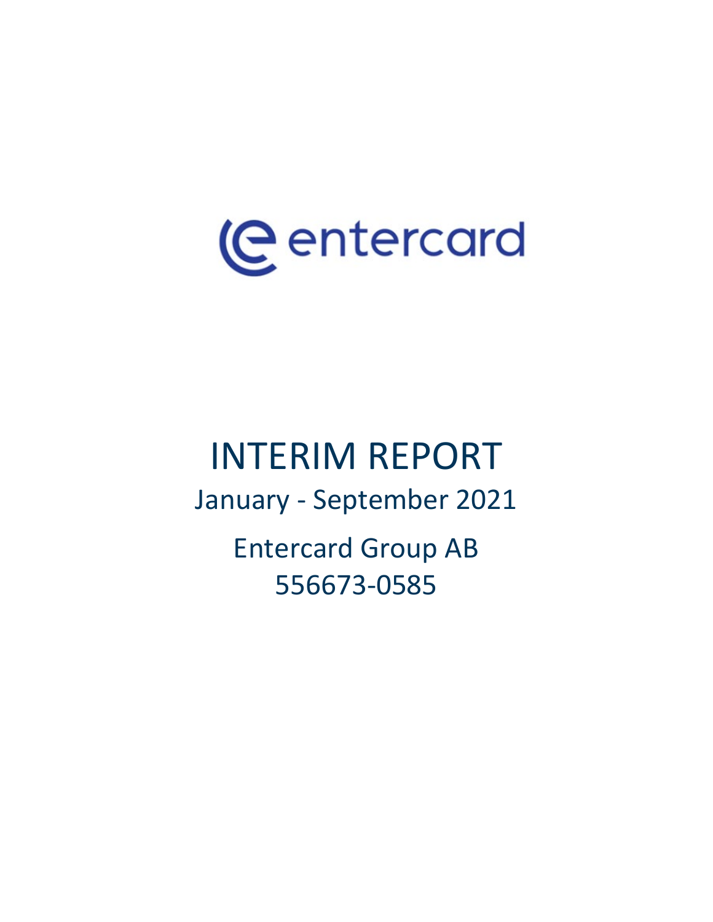entercard

# INTERIM REPORT

January - September 2021

Entercard Group AB

556673-0585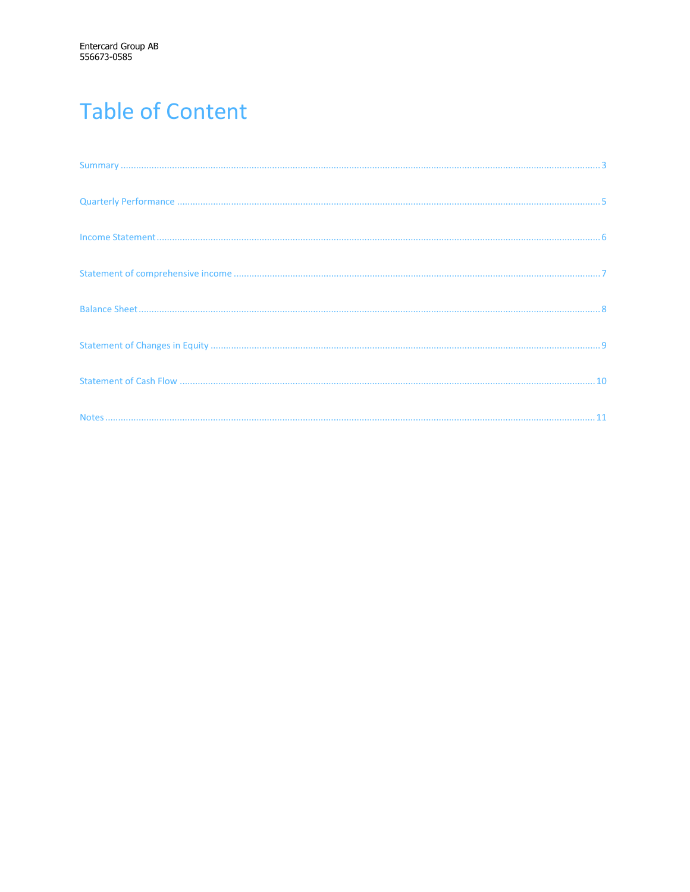Entercard Group AB
556673-0585

# Table of Content

Summary ........................................................................................................................................................ 3

Quarterly Performance ................................................................................................................................. 5

Income Statement ......................................................................................................................................... 6

Statement of comprehensive income ........................................................................................................... 7

Balance Sheet ................................................................................................................................................ 8

Statement of Changes in Equity .................................................................................................................... 9

Statement of Cash Flow ............................................................................................................................... 10

Notes ............................................................................................................................................................ 11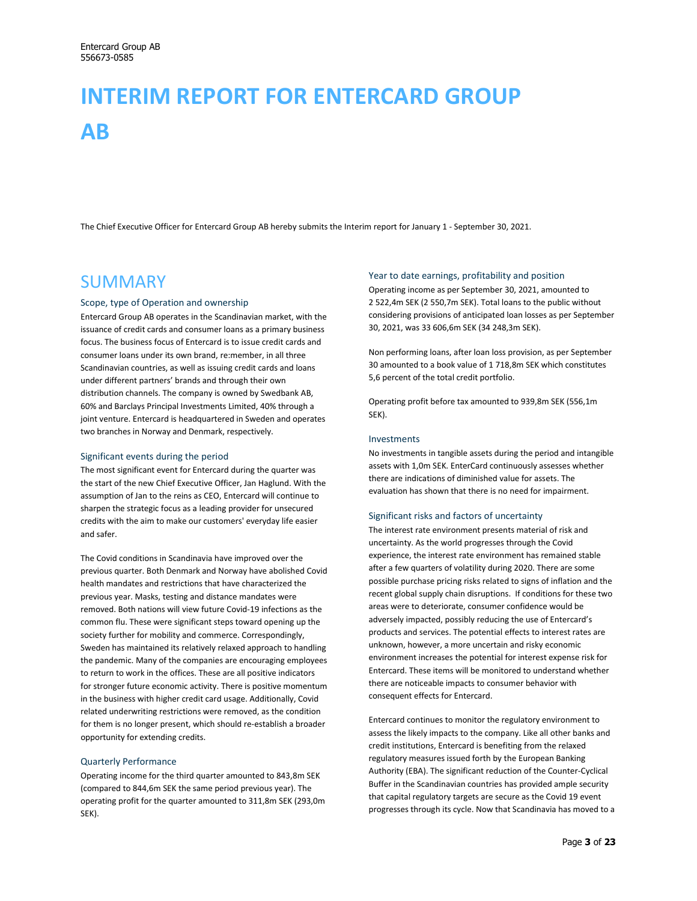Entercard Group AB
556673-0585

# INTERIM REPORT FOR ENTERCARD GROUP AB

The Chief Executive Officer for Entercard Group AB hereby submits the Interim report for January 1 - September 30, 2021.

## SUMMARY

### Scope, type of Operation and ownership

Entercard Group AB operates in the Scandinavian market, with the issuance of credit cards and consumer loans as a primary business focus. The business focus of Entercard is to issue credit cards and consumer loans under its own brand, re:member, in all three Scandinavian countries, as well as issuing credit cards and loans under different partners' brands and through their own distribution channels. The company is owned by Swedbank AB, 60% and Barclays Principal Investments Limited, 40% through a joint venture. Entercard is headquartered in Sweden and operates two branches in Norway and Denmark, respectively.

### Significant events during the period

The most significant event for Entercard during the quarter was the start of the new Chief Executive Officer, Jan Haglund. With the assumption of Jan to the reins as CEO, Entercard will continue to sharpen the strategic focus as a leading provider for unsecured credits with the aim to make our customers' everyday life easier and safer.

The Covid conditions in Scandinavia have improved over the previous quarter. Both Denmark and Norway have abolished Covid health mandates and restrictions that have characterized the previous year. Masks, testing and distance mandates were removed. Both nations will view future Covid-19 infections as the common flu. These were significant steps toward opening up the society further for mobility and commerce. Correspondingly, Sweden has maintained its relatively relaxed approach to handling the pandemic. Many of the companies are encouraging employees to return to work in the offices. These are all positive indicators for stronger future economic activity. There is positive momentum in the business with higher credit card usage. Additionally, Covid related underwriting restrictions were removed, as the condition for them is no longer present, which should re-establish a broader opportunity for extending credits.

### Quarterly Performance

Operating income for the third quarter amounted to 843,8m SEK (compared to 844,6m SEK the same period previous year). The operating profit for the quarter amounted to 311,8m SEK (293,0m SEK).

### Year to date earnings, profitability and position

Operating income as per September 30, 2021, amounted to 2 522,4m SEK (2 550,7m SEK). Total loans to the public without considering provisions of anticipated loan losses as per September 30, 2021, was 33 606,6m SEK (34 248,3m SEK).

Non performing loans, after loan loss provision, as per September 30 amounted to a book value of 1 718,8m SEK which constitutes 5,6 percent of the total credit portfolio.

Operating profit before tax amounted to 939,8m SEK (556,1m SEK).

### Investments

No investments in tangible assets during the period and intangible assets with 1,0m SEK. EnterCard continuously assesses whether there are indications of diminished value for assets. The evaluation has shown that there is no need for impairment.

### Significant risks and factors of uncertainty

The interest rate environment presents material of risk and uncertainty. As the world progresses through the Covid experience, the interest rate environment has remained stable after a few quarters of volatility during 2020. There are some possible purchase pricing risks related to signs of inflation and the recent global supply chain disruptions. If conditions for these two areas were to deteriorate, consumer confidence would be adversely impacted, possibly reducing the use of Entercard's products and services. The potential effects to interest rates are unknown, however, a more uncertain and risky economic environment increases the potential for interest expense risk for Entercard. These items will be monitored to understand whether there are noticeable impacts to consumer behavior with consequent effects for Entercard.

Entercard continues to monitor the regulatory environment to assess the likely impacts to the company. Like all other banks and credit institutions, Entercard is benefiting from the relaxed regulatory measures issued forth by the European Banking Authority (EBA). The significant reduction of the Counter-Cyclical Buffer in the Scandinavian countries has provided ample security that capital regulatory targets are secure as the Covid 19 event progresses through its cycle. Now that Scandinavia has moved to a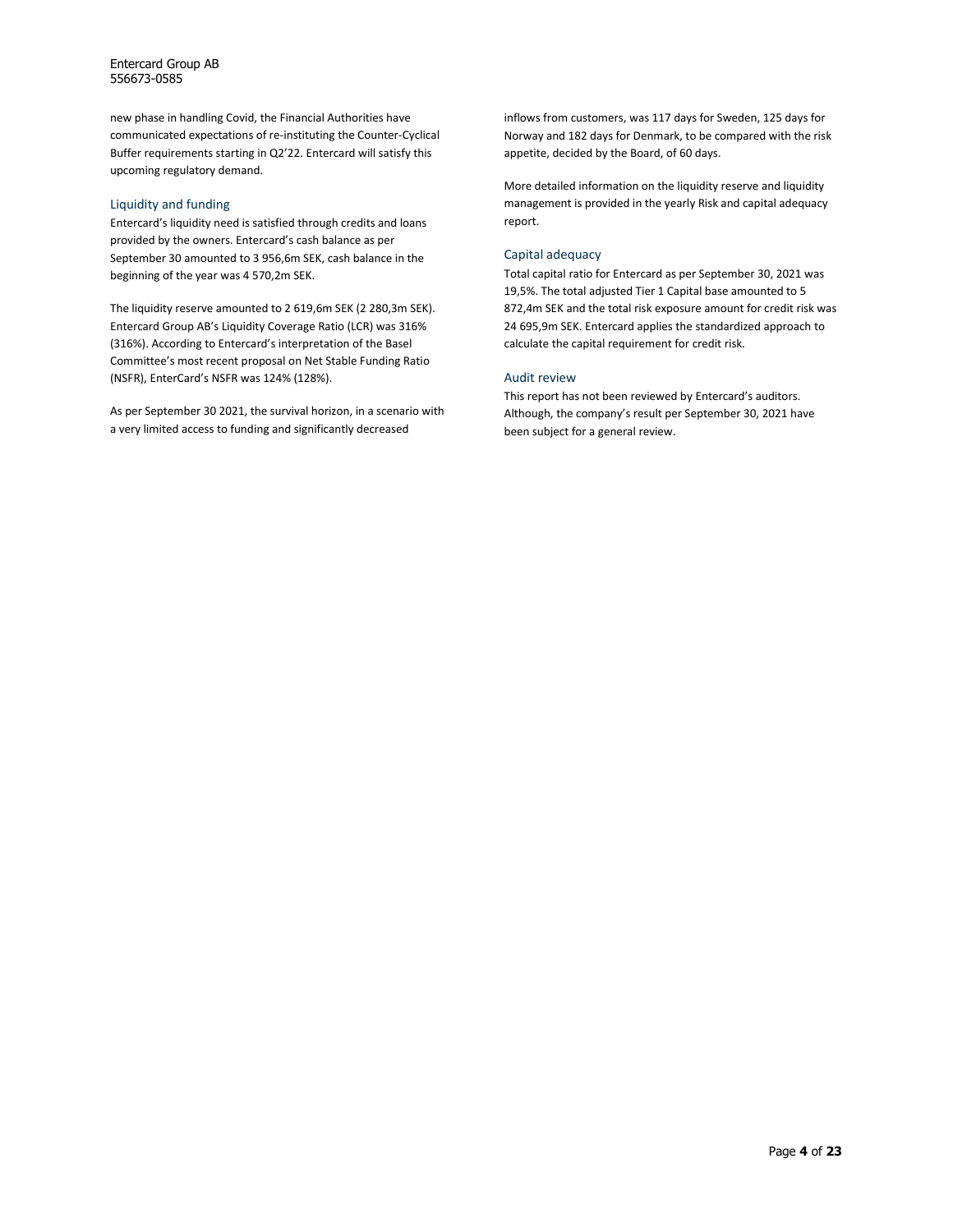new phase in handling Covid, the Financial Authorities have communicated expectations of re-instituting the Counter-Cyclical Buffer requirements starting in Q2'22. Entercard will satisfy this upcoming regulatory demand.

## Liquidity and funding

Entercard's liquidity need is satisfied through credits and loans provided by the owners. Entercard's cash balance as per September 30 amounted to 3 956,6m SEK, cash balance in the beginning of the year was 4 570,2m SEK.

The liquidity reserve amounted to 2 619,6m SEK (2 280,3m SEK). Entercard Group AB's Liquidity Coverage Ratio (LCR) was 316% (316%). According to Entercard's interpretation of the Basel Committee's most recent proposal on Net Stable Funding Ratio (NSFR), EnterCard's NSFR was 124% (128%).

As per September 30 2021, the survival horizon, in a scenario with a very limited access to funding and significantly decreased inflows from customers, was 117 days for Sweden, 125 days for Norway and 182 days for Denmark, to be compared with the risk appetite, decided by the Board, of 60 days.

More detailed information on the liquidity reserve and liquidity management is provided in the yearly Risk and capital adequacy report.

## Capital adequacy

Total capital ratio for Entercard as per September 30, 2021 was 19,5%. The total adjusted Tier 1 Capital base amounted to 5 872,4m SEK and the total risk exposure amount for credit risk was 24 695,9m SEK. Entercard applies the standardized approach to calculate the capital requirement for credit risk.

## Audit review

This report has not been reviewed by Entercard's auditors. Although, the company's result per September 30, 2021 have been subject for a general review.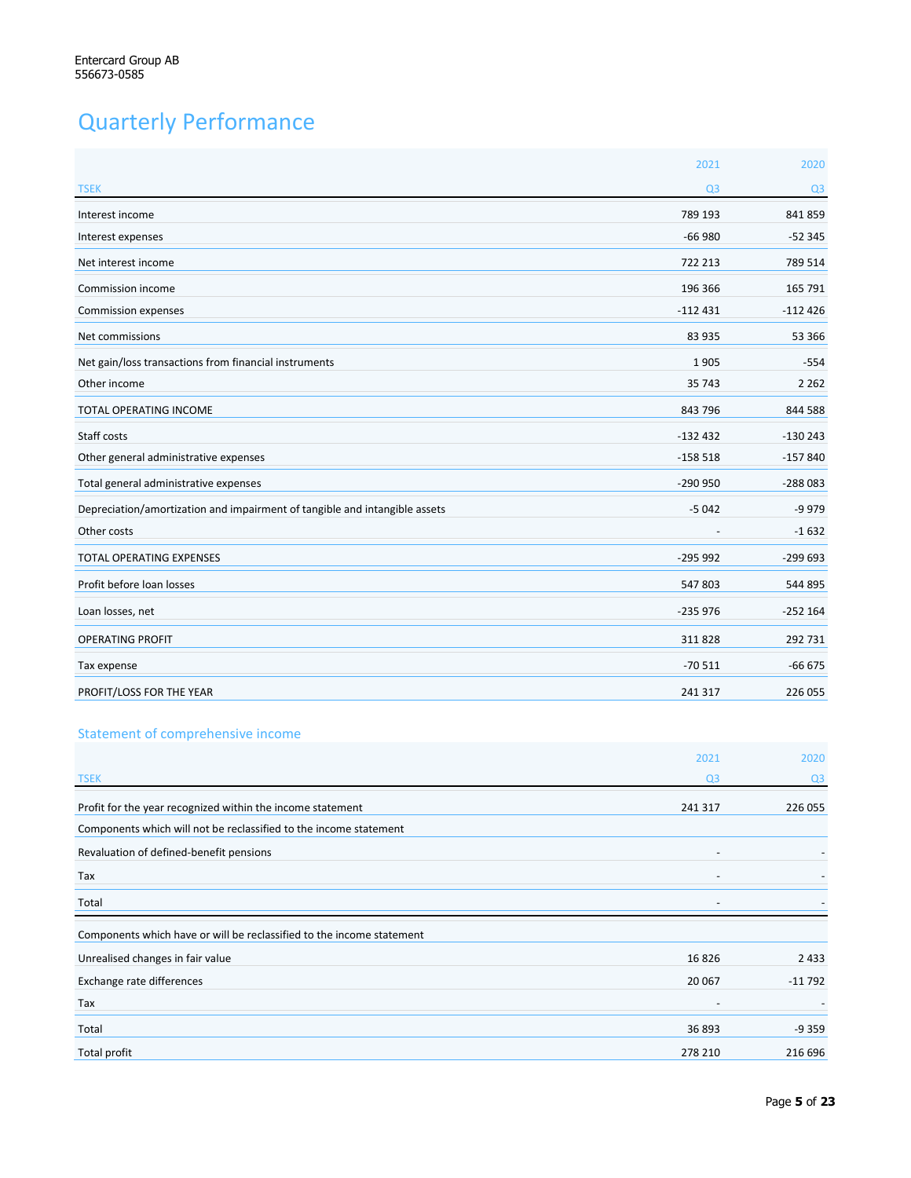Entercard Group AB
556673-0585

# Quarterly Performance

| TSEK | 2021 Q3 | 2020 Q3 |
|---|---|---|
| Interest income | 789 193 | 841 859 |
| Interest expenses | -66 980 | -52 345 |
| Net interest income | 722 213 | 789 514 |
| Commission income | 196 366 | 165 791 |
| Commission expenses | -112 431 | -112 426 |
| Net commissions | 83 935 | 53 366 |
| Net gain/loss transactions from financial instruments | 1 905 | -554 |
| Other income | 35 743 | 2 262 |
| TOTAL OPERATING INCOME | 843 796 | 844 588 |
| Staff costs | -132 432 | -130 243 |
| Other general administrative expenses | -158 518 | -157 840 |
| Total general administrative expenses | -290 950 | -288 083 |
| Depreciation/amortization and impairment of tangible and intangible assets | -5 042 | -9 979 |
| Other costs | - | -1 632 |
| TOTAL OPERATING EXPENSES | -295 992 | -299 693 |
| Profit before loan losses | 547 803 | 544 895 |
| Loan losses, net | -235 976 | -252 164 |
| OPERATING PROFIT | 311 828 | 292 731 |
| Tax expense | -70 511 | -66 675 |
| PROFIT/LOSS FOR THE YEAR | 241 317 | 226 055 |

## Statement of comprehensive income

| TSEK | 2021 Q3 | 2020 Q3 |
|---|---|---|
| Profit for the year recognized within the income statement | 241 317 | 226 055 |
| Components which will not be reclassified to the income statement | | |
| Revaluation of defined-benefit pensions | - | - |
| Tax | - | - |
| Total | - | - |
| Components which have or will be reclassified to the income statement | | |
| Unrealised changes in fair value | 16 826 | 2 433 |
| Exchange rate differences | 20 067 | -11 792 |
| Tax | - | - |
| Total | 36 893 | -9 359 |
| Total profit | 278 210 | 216 696 |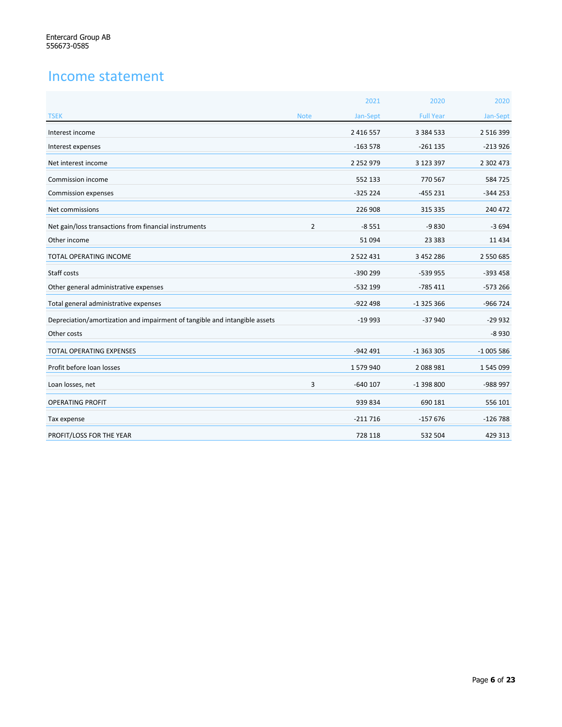Entercard Group AB
556673-0585

# Income statement

| TSEK | Note | 2021 Jan-Sept | 2020 Full Year | 2020 Jan-Sept |
|---|---|---|---|---|
| Interest income | | 2 416 557 | 3 384 533 | 2 516 399 |
| Interest expenses | | -163 578 | -261 135 | -213 926 |
| Net interest income | | 2 252 979 | 3 123 397 | 2 302 473 |
| Commission income | | 552 133 | 770 567 | 584 725 |
| Commission expenses | | -325 224 | -455 231 | -344 253 |
| Net commissions | | 226 908 | 315 335 | 240 472 |
| Net gain/loss transactions from financial instruments | 2 | -8 551 | -9 830 | -3 694 |
| Other income | | 51 094 | 23 383 | 11 434 |
| TOTAL OPERATING INCOME | | 2 522 431 | 3 452 286 | 2 550 685 |
| Staff costs | | -390 299 | -539 955 | -393 458 |
| Other general administrative expenses | | -532 199 | -785 411 | -573 266 |
| Total general administrative expenses | | -922 498 | -1 325 366 | -966 724 |
| Depreciation/amortization and impairment of tangible and intangible assets | | -19 993 | -37 940 | -29 932 |
| Other costs | | | | -8 930 |
| TOTAL OPERATING EXPENSES | | -942 491 | -1 363 305 | -1 005 586 |
| Profit before loan losses | | 1 579 940 | 2 088 981 | 1 545 099 |
| Loan losses, net | 3 | -640 107 | -1 398 800 | -988 997 |
| OPERATING PROFIT | | 939 834 | 690 181 | 556 101 |
| Tax expense | | -211 716 | -157 676 | -126 788 |
| PROFIT/LOSS FOR THE YEAR | | 728 118 | 532 504 | 429 313 |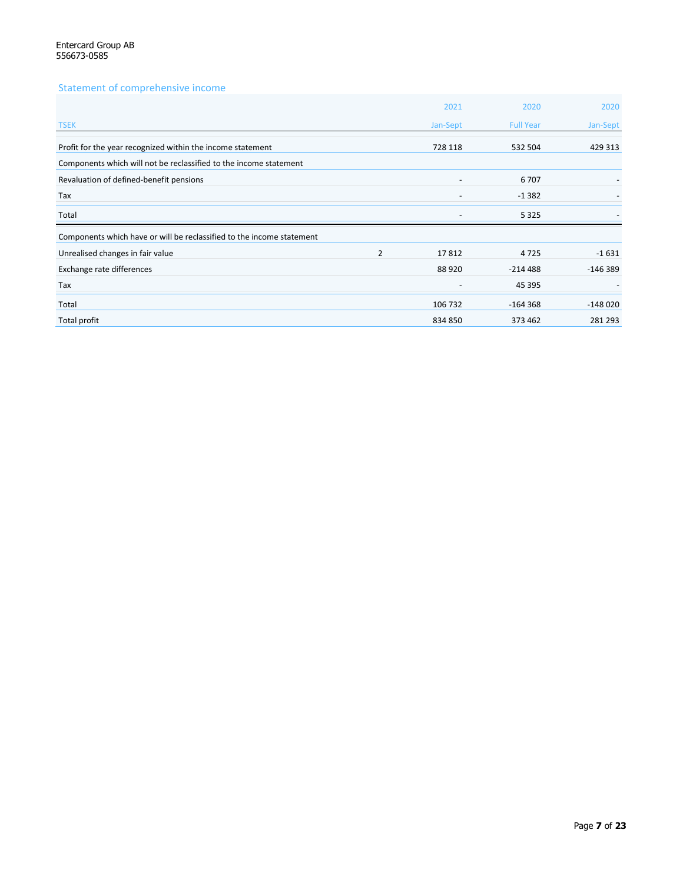Entercard Group AB
556673-0585

## Statement of comprehensive income

| TSEK | | 2021 Jan-Sept | 2020 Full Year | 2020 Jan-Sept |
|---|---|---|---|---|
| Profit for the year recognized within the income statement | | 728 118 | 532 504 | 429 313 |
| Components which will not be reclassified to the income statement | | | | |
| Revaluation of defined-benefit pensions | | - | 6 707 | - |
| Tax | | - | -1 382 | - |
| Total | | - | 5 325 | - |
| Components which have or will be reclassified to the income statement | | | | |
| Unrealised changes in fair value | 2 | 17 812 | 4 725 | -1 631 |
| Exchange rate differences | | 88 920 | -214 488 | -146 389 |
| Tax | | - | 45 395 | - |
| Total | | 106 732 | -164 368 | -148 020 |
| Total profit | | 834 850 | 373 462 | 281 293 |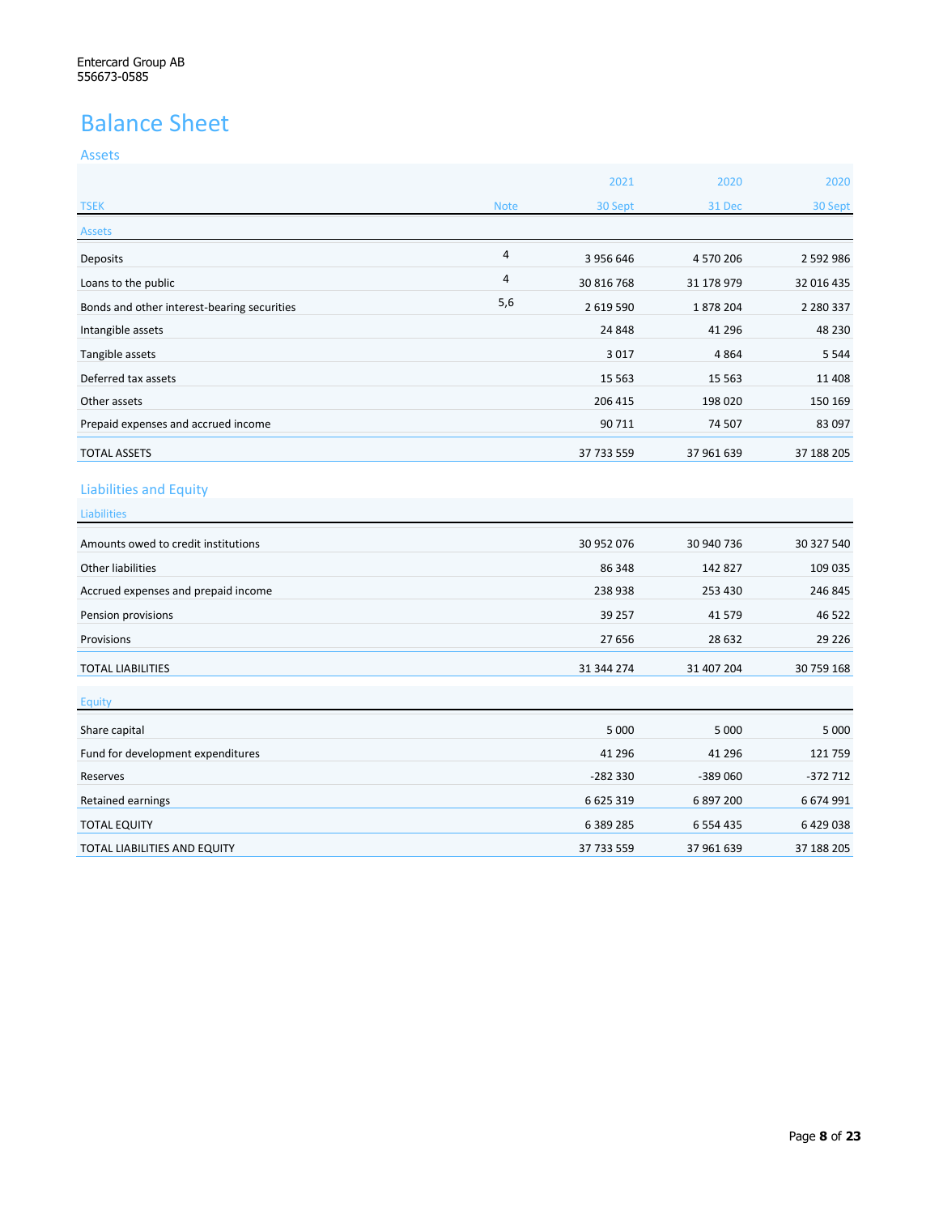Entercard Group AB
556673-0585

# Balance Sheet

## Assets

| TSEK | Note | 2021 30 Sept | 2020 31 Dec | 2020 30 Sept |
|---|---|---|---|---|
| **Assets** | | | | |
| Deposits | 4 | 3 956 646 | 4 570 206 | 2 592 986 |
| Loans to the public | 4 | 30 816 768 | 31 178 979 | 32 016 435 |
| Bonds and other interest-bearing securities | 5,6 | 2 619 590 | 1 878 204 | 2 280 337 |
| Intangible assets | | 24 848 | 41 296 | 48 230 |
| Tangible assets | | 3 017 | 4 864 | 5 544 |
| Deferred tax assets | | 15 563 | 15 563 | 11 408 |
| Other assets | | 206 415 | 198 020 | 150 169 |
| Prepaid expenses and accrued income | | 90 711 | 74 507 | 83 097 |
| TOTAL ASSETS | | 37 733 559 | 37 961 639 | 37 188 205 |

## Liabilities and Equity

| | 2021 30 Sept | 2020 31 Dec | 2020 30 Sept |
|---|---|---|---|
| **Liabilities** | | | |
| Amounts owed to credit institutions | 30 952 076 | 30 940 736 | 30 327 540 |
| Other liabilities | 86 348 | 142 827 | 109 035 |
| Accrued expenses and prepaid income | 238 938 | 253 430 | 246 845 |
| Pension provisions | 39 257 | 41 579 | 46 522 |
| Provisions | 27 656 | 28 632 | 29 226 |
| TOTAL LIABILITIES | 31 344 274 | 31 407 204 | 30 759 168 |
| **Equity** | | | |
| Share capital | 5 000 | 5 000 | 5 000 |
| Fund for development expenditures | 41 296 | 41 296 | 121 759 |
| Reserves | -282 330 | -389 060 | -372 712 |
| Retained earnings | 6 625 319 | 6 897 200 | 6 674 991 |
| TOTAL EQUITY | 6 389 285 | 6 554 435 | 6 429 038 |
| TOTAL LIABILITIES AND EQUITY | 37 733 559 | 37 961 639 | 37 188 205 |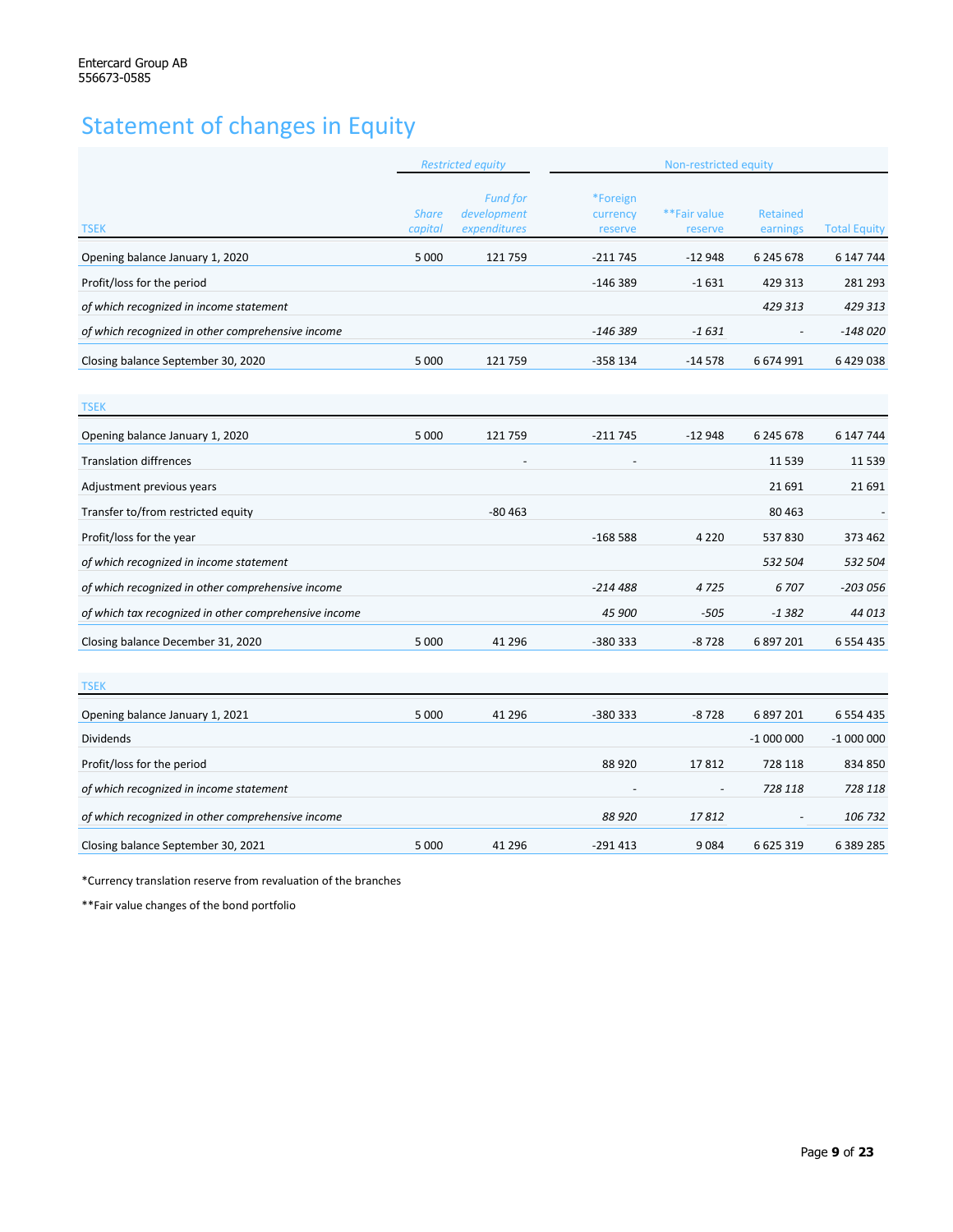Entercard Group AB
556673-0585

# Statement of changes in Equity

| TSEK | *Restricted equity* | | Non-restricted equity | | | |
|---|---|---|---|---|---|---|
| | *Share capital* | *Fund for development expenditures* | *Foreign currency reserve | **Fair value reserve | Retained earnings | Total Equity |
| Opening balance January 1, 2020 | 5 000 | 121 759 | -211 745 | -12 948 | 6 245 678 | 6 147 744 |
| Profit/loss for the period | | | -146 389 | -1 631 | 429 313 | 281 293 |
| *of which recognized in income statement* | | | | | *429 313* | *429 313* |
| *of which recognized in other comprehensive income* | | | *-146 389* | *-1 631* | - | *-148 020* |
| Closing balance September 30, 2020 | 5 000 | 121 759 | -358 134 | -14 578 | 6 674 991 | 6 429 038 |

| TSEK | | | | | | |
|---|---|---|---|---|---|---|
| Opening balance January 1, 2020 | 5 000 | 121 759 | -211 745 | -12 948 | 6 245 678 | 6 147 744 |
| Translation diffrences | | - | - | | 11 539 | 11 539 |
| Adjustment previous years | | | | | 21 691 | 21 691 |
| Transfer to/from restricted equity | | -80 463 | | | 80 463 | - |
| Profit/loss for the year | | | -168 588 | 4 220 | 537 830 | 373 462 |
| *of which recognized in income statement* | | | | | *532 504* | *532 504* |
| *of which recognized in other comprehensive income* | | | *-214 488* | *4 725* | *6 707* | *-203 056* |
| *of which tax recognized in other comprehensive income* | | | *45 900* | *-505* | *-1 382* | *44 013* |
| Closing balance December 31, 2020 | 5 000 | 41 296 | -380 333 | -8 728 | 6 897 201 | 6 554 435 |

| TSEK | | | | | | |
|---|---|---|---|---|---|---|
| Opening balance January 1, 2021 | 5 000 | 41 296 | -380 333 | -8 728 | 6 897 201 | 6 554 435 |
| Dividends | | | | | -1 000 000 | -1 000 000 |
| Profit/loss for the period | | | 88 920 | 17 812 | 728 118 | 834 850 |
| *of which recognized in income statement* | | | - | - | *728 118* | *728 118* |
| *of which recognized in other comprehensive income* | | | *88 920* | *17 812* | - | *106 732* |
| Closing balance September 30, 2021 | 5 000 | 41 296 | -291 413 | 9 084 | 6 625 319 | 6 389 285 |

*Currency translation reserve from revaluation of the branches

**Fair value changes of the bond portfolio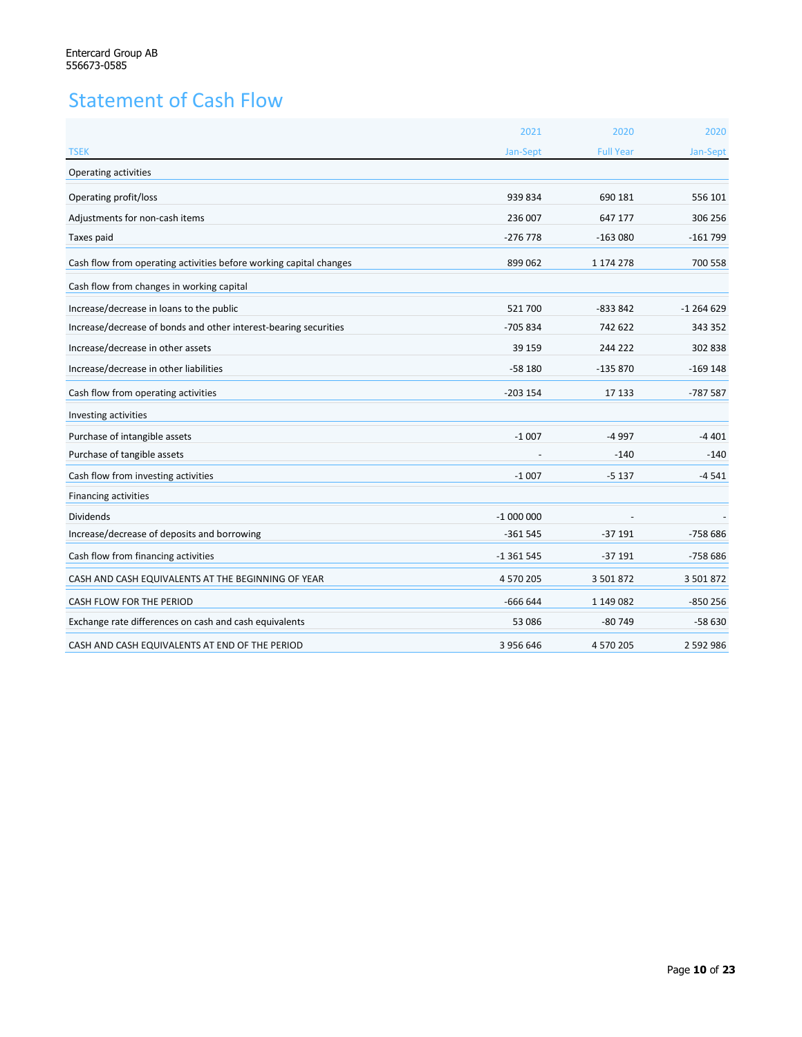Entercard Group AB
556673-0585

# Statement of Cash Flow

| TSEK | 2021 Jan-Sept | 2020 Full Year | 2020 Jan-Sept |
|---|---|---|---|
| Operating activities | | | |
| Operating profit/loss | 939 834 | 690 181 | 556 101 |
| Adjustments for non-cash items | 236 007 | 647 177 | 306 256 |
| Taxes paid | -276 778 | -163 080 | -161 799 |
| Cash flow from operating activities before working capital changes | 899 062 | 1 174 278 | 700 558 |
| Cash flow from changes in working capital | | | |
| Increase/decrease in loans to the public | 521 700 | -833 842 | -1 264 629 |
| Increase/decrease of bonds and other interest-bearing securities | -705 834 | 742 622 | 343 352 |
| Increase/decrease in other assets | 39 159 | 244 222 | 302 838 |
| Increase/decrease in other liabilities | -58 180 | -135 870 | -169 148 |
| Cash flow from operating activities | -203 154 | 17 133 | -787 587 |
| Investing activities | | | |
| Purchase of intangible assets | -1 007 | -4 997 | -4 401 |
| Purchase of tangible assets | - | -140 | -140 |
| Cash flow from investing activities | -1 007 | -5 137 | -4 541 |
| Financing activities | | | |
| Dividends | -1 000 000 | - | - |
| Increase/decrease of deposits and borrowing | -361 545 | -37 191 | -758 686 |
| Cash flow from financing activities | -1 361 545 | -37 191 | -758 686 |
| CASH AND CASH EQUIVALENTS AT THE BEGINNING OF YEAR | 4 570 205 | 3 501 872 | 3 501 872 |
| CASH FLOW FOR THE PERIOD | -666 644 | 1 149 082 | -850 256 |
| Exchange rate differences on cash and cash equivalents | 53 086 | -80 749 | -58 630 |
| CASH AND CASH EQUIVALENTS AT END OF THE PERIOD | 3 956 646 | 4 570 205 | 2 592 986 |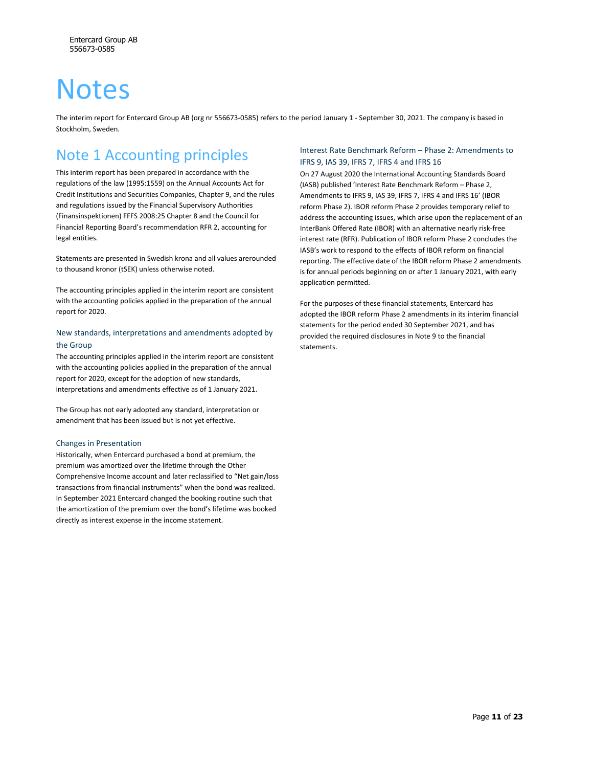# Notes

The interim report for Entercard Group AB (org nr 556673-0585) refers to the period January 1 - September 30, 2021. The company is based in Stockholm, Sweden.

## Note 1 Accounting principles

This interim report has been prepared in accordance with the regulations of the law (1995:1559) on the Annual Accounts Act for Credit Institutions and Securities Companies, Chapter 9, and the rules and regulations issued by the Financial Supervisory Authorities (Finansinspektionen) FFFS 2008:25 Chapter 8 and the Council for Financial Reporting Board's recommendation RFR 2, accounting for legal entities.

Statements are presented in Swedish krona and all values arerounded to thousand kronor (tSEK) unless otherwise noted.

The accounting principles applied in the interim report are consistent with the accounting policies applied in the preparation of the annual report for 2020.

### New standards, interpretations and amendments adopted by the Group

The accounting principles applied in the interim report are consistent with the accounting policies applied in the preparation of the annual report for 2020, except for the adoption of new standards, interpretations and amendments effective as of 1 January 2021.

The Group has not early adopted any standard, interpretation or amendment that has been issued but is not yet effective.

### Changes in Presentation

Historically, when Entercard purchased a bond at premium, the premium was amortized over the lifetime through the Other Comprehensive Income account and later reclassified to "Net gain/loss transactions from financial instruments" when the bond was realized. In September 2021 Entercard changed the booking routine such that the amortization of the premium over the bond's lifetime was booked directly as interest expense in the income statement.

### Interest Rate Benchmark Reform – Phase 2: Amendments to IFRS 9, IAS 39, IFRS 7, IFRS 4 and IFRS 16

On 27 August 2020 the International Accounting Standards Board (IASB) published 'Interest Rate Benchmark Reform – Phase 2, Amendments to IFRS 9, IAS 39, IFRS 7, IFRS 4 and IFRS 16' (IBOR reform Phase 2). IBOR reform Phase 2 provides temporary relief to address the accounting issues, which arise upon the replacement of an InterBank Offered Rate (IBOR) with an alternative nearly risk-free interest rate (RFR). Publication of IBOR reform Phase 2 concludes the IASB's work to respond to the effects of IBOR reform on financial reporting. The effective date of the IBOR reform Phase 2 amendments is for annual periods beginning on or after 1 January 2021, with early application permitted.

For the purposes of these financial statements, Entercard has adopted the IBOR reform Phase 2 amendments in its interim financial statements for the period ended 30 September 2021, and has provided the required disclosures in Note 9 to the financial statements.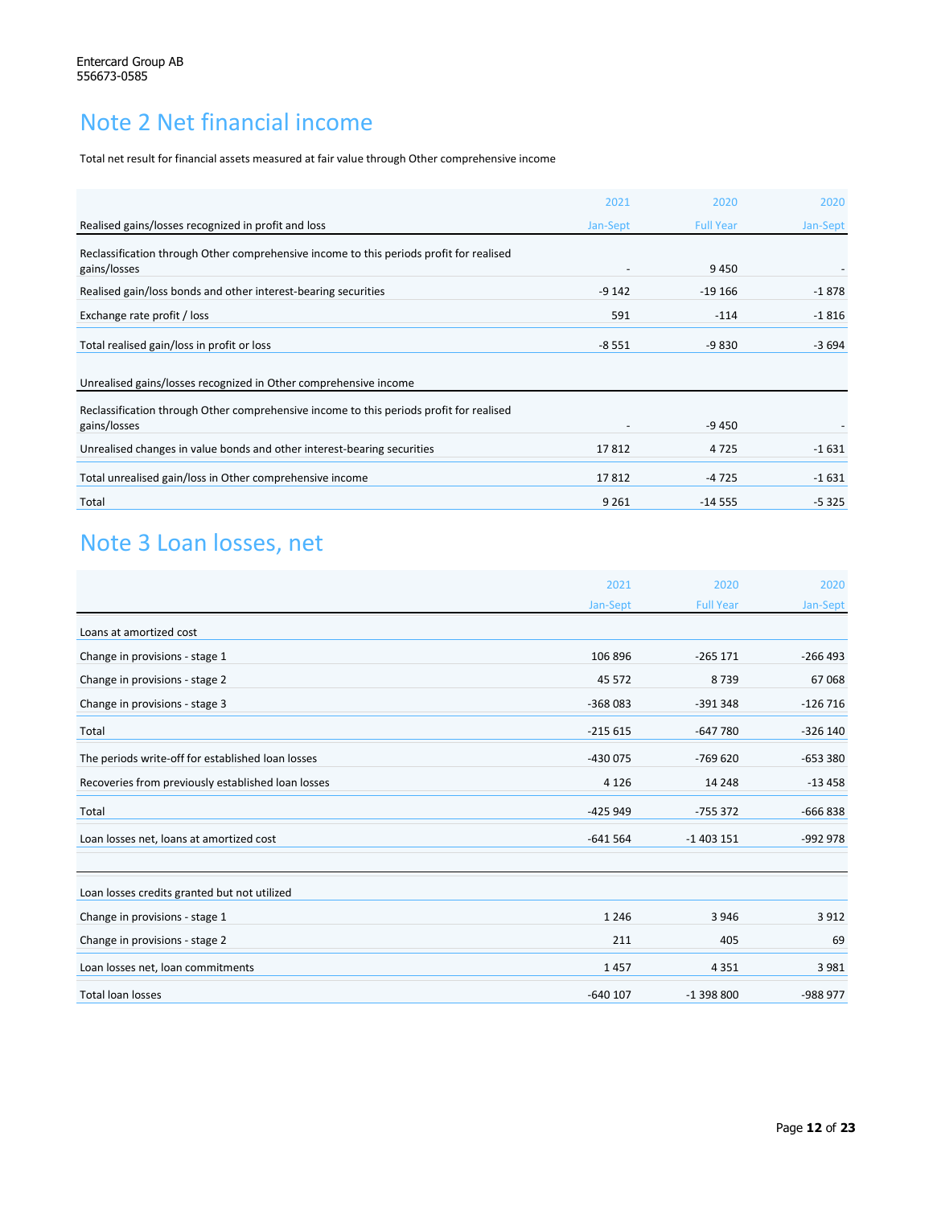Entercard Group AB
556673-0585

# Note 2 Net financial income

Total net result for financial assets measured at fair value through Other comprehensive income

| | 2021 | 2020 | 2020 |
|---|---|---|---|
| Realised gains/losses recognized in profit and loss | Jan-Sept | Full Year | Jan-Sept |
| Reclassification through Other comprehensive income to this periods profit for realised gains/losses | - | 9 450 | - |
| Realised gain/loss bonds and other interest-bearing securities | -9 142 | -19 166 | -1 878 |
| Exchange rate profit / loss | 591 | -114 | -1 816 |
| Total realised gain/loss in profit or loss | -8 551 | -9 830 | -3 694 |
| | | | |
| Unrealised gains/losses recognized in Other comprehensive income | | | |
| Reclassification through Other comprehensive income to this periods profit for realised gains/losses | - | -9 450 | - |
| Unrealised changes in value bonds and other interest-bearing securities | 17 812 | 4 725 | -1 631 |
| Total unrealised gain/loss in Other comprehensive income | 17 812 | -4 725 | -1 631 |
| Total | 9 261 | -14 555 | -5 325 |

# Note 3 Loan losses, net

| | 2021 | 2020 | 2020 |
|---|---|---|---|
| | Jan-Sept | Full Year | Jan-Sept |
| Loans at amortized cost | | | |
| Change in provisions - stage 1 | 106 896 | -265 171 | -266 493 |
| Change in provisions - stage 2 | 45 572 | 8 739 | 67 068 |
| Change in provisions - stage 3 | -368 083 | -391 348 | -126 716 |
| Total | -215 615 | -647 780 | -326 140 |
| The periods write-off for established loan losses | -430 075 | -769 620 | -653 380 |
| Recoveries from previously established loan losses | 4 126 | 14 248 | -13 458 |
| Total | -425 949 | -755 372 | -666 838 |
| Loan losses net, loans at amortized cost | -641 564 | -1 403 151 | -992 978 |
| | | | |
| Loan losses credits granted but not utilized | | | |
| Change in provisions - stage 1 | 1 246 | 3 946 | 3 912 |
| Change in provisions - stage 2 | 211 | 405 | 69 |
| Loan losses net, loan commitments | 1 457 | 4 351 | 3 981 |
| Total loan losses | -640 107 | -1 398 800 | -988 977 |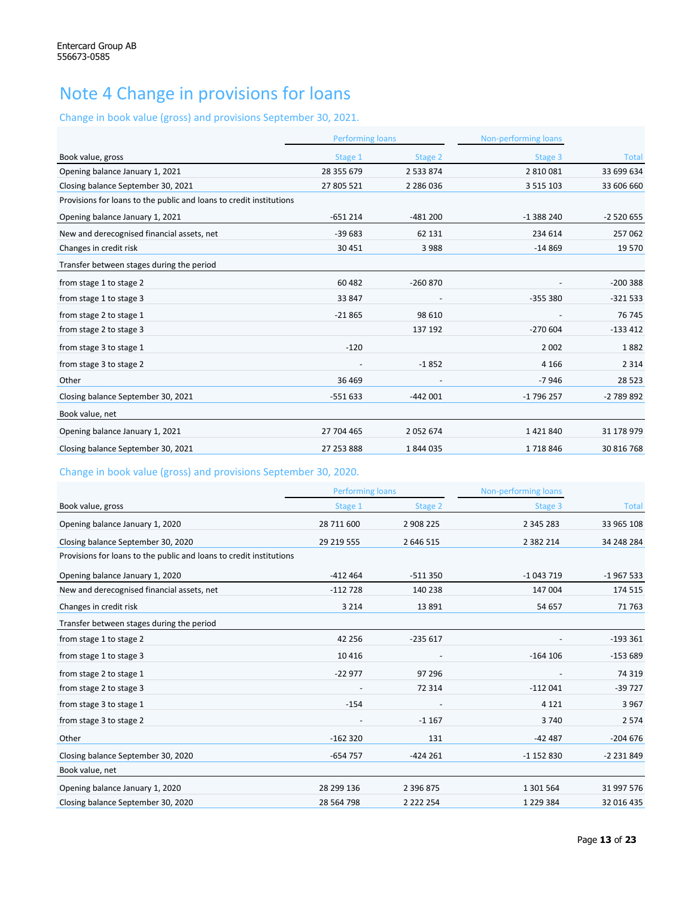Entercard Group AB
556673-0585

# Note 4 Change in provisions for loans

## Change in book value (gross) and provisions September 30, 2021.

| | Performing loans | | Non-performing loans | |
|---|---|---|---|---|
| Book value, gross | Stage 1 | Stage 2 | Stage 3 | Total |
| Opening balance January 1, 2021 | 28 355 679 | 2 533 874 | 2 810 081 | 33 699 634 |
| Closing balance September 30, 2021 | 27 805 521 | 2 286 036 | 3 515 103 | 33 606 660 |
| Provisions for loans to the public and loans to credit institutions | | | | |
| Opening balance January 1, 2021 | -651 214 | -481 200 | -1 388 240 | -2 520 655 |
| New and derecognised financial assets, net | -39 683 | 62 131 | 234 614 | 257 062 |
| Changes in credit risk | 30 451 | 3 988 | -14 869 | 19 570 |
| Transfer between stages during the period | | | | |
| from stage 1 to stage 2 | 60 482 | -260 870 | - | -200 388 |
| from stage 1 to stage 3 | 33 847 | - | -355 380 | -321 533 |
| from stage 2 to stage 1 | -21 865 | 98 610 | - | 76 745 |
| from stage 2 to stage 3 | | 137 192 | -270 604 | -133 412 |
| from stage 3 to stage 1 | -120 | | 2 002 | 1 882 |
| from stage 3 to stage 2 | - | -1 852 | 4 166 | 2 314 |
| Other | 36 469 | - | -7 946 | 28 523 |
| Closing balance September 30, 2021 | -551 633 | -442 001 | -1 796 257 | -2 789 892 |
| Book value, net | | | | |
| Opening balance January 1, 2021 | 27 704 465 | 2 052 674 | 1 421 840 | 31 178 979 |
| Closing balance September 30, 2021 | 27 253 888 | 1 844 035 | 1 718 846 | 30 816 768 |

## Change in book value (gross) and provisions September 30, 2020.

| | Performing loans | | Non-performing loans | |
|---|---|---|---|---|
| Book value, gross | Stage 1 | Stage 2 | Stage 3 | Total |
| Opening balance January 1, 2020 | 28 711 600 | 2 908 225 | 2 345 283 | 33 965 108 |
| Closing balance September 30, 2020 | 29 219 555 | 2 646 515 | 2 382 214 | 34 248 284 |
| Provisions for loans to the public and loans to credit institutions | | | | |
| Opening balance January 1, 2020 | -412 464 | -511 350 | -1 043 719 | -1 967 533 |
| New and derecognised financial assets, net | -112 728 | 140 238 | 147 004 | 174 515 |
| Changes in credit risk | 3 214 | 13 891 | 54 657 | 71 763 |
| Transfer between stages during the period | | | | |
| from stage 1 to stage 2 | 42 256 | -235 617 | - | -193 361 |
| from stage 1 to stage 3 | 10 416 | - | -164 106 | -153 689 |
| from stage 2 to stage 1 | -22 977 | 97 296 | - | 74 319 |
| from stage 2 to stage 3 | - | 72 314 | -112 041 | -39 727 |
| from stage 3 to stage 1 | -154 | - | 4 121 | 3 967 |
| from stage 3 to stage 2 | - | -1 167 | 3 740 | 2 574 |
| Other | -162 320 | 131 | -42 487 | -204 676 |
| Closing balance September 30, 2020 | -654 757 | -424 261 | -1 152 830 | -2 231 849 |
| Book value, net | | | | |
| Opening balance January 1, 2020 | 28 299 136 | 2 396 875 | 1 301 564 | 31 997 576 |
| Closing balance September 30, 2020 | 28 564 798 | 2 222 254 | 1 229 384 | 32 016 435 |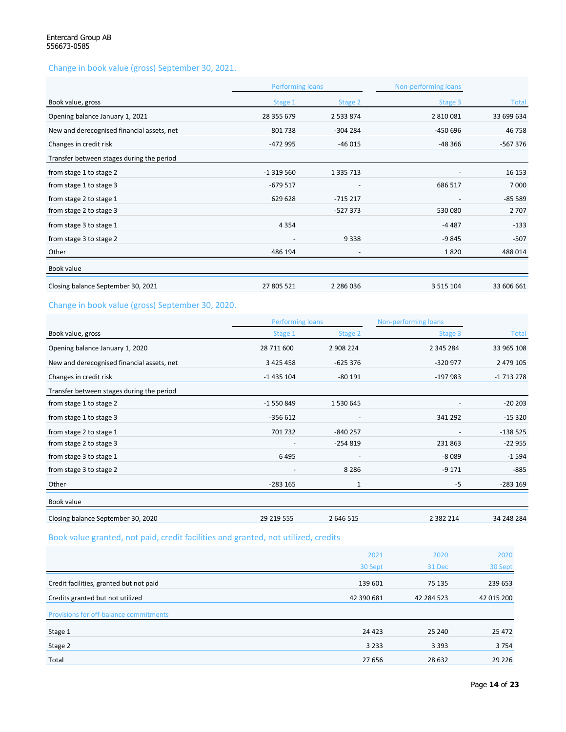## Change in book value (gross) September 30, 2021.

| | Performing loans | | Non-performing loans | |
|---|---|---|---|---|
| Book value, gross | Stage 1 | Stage 2 | Stage 3 | Total |
| Opening balance January 1, 2021 | 28 355 679 | 2 533 874 | 2 810 081 | 33 699 634 |
| New and derecognised financial assets, net | 801 738 | -304 284 | -450 696 | 46 758 |
| Changes in credit risk | -472 995 | -46 015 | -48 366 | -567 376 |
| Transfer between stages during the period | | | | |
| from stage 1 to stage 2 | -1 319 560 | 1 335 713 | - | 16 153 |
| from stage 1 to stage 3 | -679 517 | - | 686 517 | 7 000 |
| from stage 2 to stage 1 | 629 628 | -715 217 | - | -85 589 |
| from stage 2 to stage 3 | | -527 373 | 530 080 | 2 707 |
| from stage 3 to stage 1 | 4 354 | | -4 487 | -133 |
| from stage 3 to stage 2 | - | 9 338 | -9 845 | -507 |
| Other | 486 194 | - | 1 820 | 488 014 |
| Book value | | | | |
| Closing balance September 30, 2021 | 27 805 521 | 2 286 036 | 3 515 104 | 33 606 661 |

## Change in book value (gross) September 30, 2020.

| | Performing loans | | Non-performing loans | |
|---|---|---|---|---|
| Book value, gross | Stage 1 | Stage 2 | Stage 3 | Total |
| Opening balance January 1, 2020 | 28 711 600 | 2 908 224 | 2 345 284 | 33 965 108 |
| New and derecognised financial assets, net | 3 425 458 | -625 376 | -320 977 | 2 479 105 |
| Changes in credit risk | -1 435 104 | -80 191 | -197 983 | -1 713 278 |
| Transfer between stages during the period | | | | |
| from stage 1 to stage 2 | -1 550 849 | 1 530 645 | - | -20 203 |
| from stage 1 to stage 3 | -356 612 | - | 341 292 | -15 320 |
| from stage 2 to stage 1 | 701 732 | -840 257 | - | -138 525 |
| from stage 2 to stage 3 | - | -254 819 | 231 863 | -22 955 |
| from stage 3 to stage 1 | 6 495 | - | -8 089 | -1 594 |
| from stage 3 to stage 2 | - | 8 286 | -9 171 | -885 |
| Other | -283 165 | 1 | -5 | -283 169 |
| Book value | | | | |
| Closing balance September 30, 2020 | 29 219 555 | 2 646 515 | 2 382 214 | 34 248 284 |

## Book value granted, not paid, credit facilities and granted, not utilized, credits

| | 2021<br>30 Sept | 2020<br>31 Dec | 2020<br>30 Sept |
|---|---|---|---|
| Credit facilities, granted but not paid | 139 601 | 75 135 | 239 653 |
| Credits granted but not utilized | 42 390 681 | 42 284 523 | 42 015 200 |
| Provisions for off-balance commitments | | | |
| Stage 1 | 24 423 | 25 240 | 25 472 |
| Stage 2 | 3 233 | 3 393 | 3 754 |
| Total | 27 656 | 28 632 | 29 226 |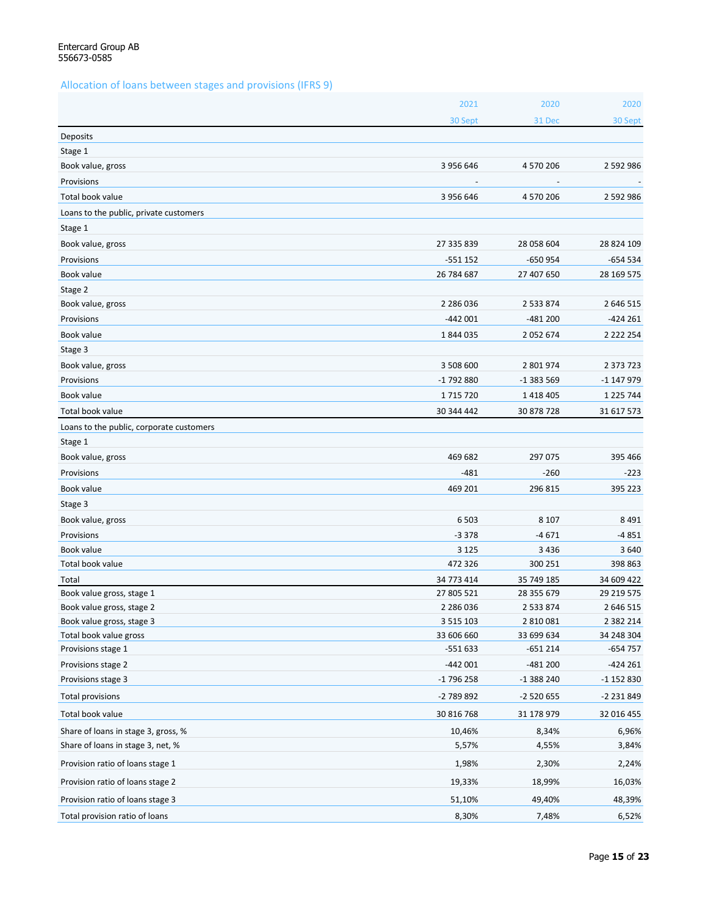Entercard Group AB
556673-0585

## Allocation of loans between stages and provisions (IFRS 9)

| | 2021 | 2020 | 2020 |
|---|---|---|---|
| | 30 Sept | 31 Dec | 30 Sept |
| Deposits | | | |
| Stage 1 | | | |
| Book value, gross | 3 956 646 | 4 570 206 | 2 592 986 |
| Provisions | - | - | - |
| Total book value | 3 956 646 | 4 570 206 | 2 592 986 |
| Loans to the public, private customers | | | |
| Stage 1 | | | |
| Book value, gross | 27 335 839 | 28 058 604 | 28 824 109 |
| Provisions | -551 152 | -650 954 | -654 534 |
| Book value | 26 784 687 | 27 407 650 | 28 169 575 |
| Stage 2 | | | |
| Book value, gross | 2 286 036 | 2 533 874 | 2 646 515 |
| Provisions | -442 001 | -481 200 | -424 261 |
| Book value | 1 844 035 | 2 052 674 | 2 222 254 |
| Stage 3 | | | |
| Book value, gross | 3 508 600 | 2 801 974 | 2 373 723 |
| Provisions | -1 792 880 | -1 383 569 | -1 147 979 |
| Book value | 1 715 720 | 1 418 405 | 1 225 744 |
| Total book value | 30 344 442 | 30 878 728 | 31 617 573 |
| Loans to the public, corporate customers | | | |
| Stage 1 | | | |
| Book value, gross | 469 682 | 297 075 | 395 466 |
| Provisions | -481 | -260 | -223 |
| Book value | 469 201 | 296 815 | 395 223 |
| Stage 3 | | | |
| Book value, gross | 6 503 | 8 107 | 8 491 |
| Provisions | -3 378 | -4 671 | -4 851 |
| Book value | 3 125 | 3 436 | 3 640 |
| Total book value | 472 326 | 300 251 | 398 863 |
| Total | 34 773 414 | 35 749 185 | 34 609 422 |
| Book value gross, stage 1 | 27 805 521 | 28 355 679 | 29 219 575 |
| Book value gross, stage 2 | 2 286 036 | 2 533 874 | 2 646 515 |
| Book value gross, stage 3 | 3 515 103 | 2 810 081 | 2 382 214 |
| Total book value gross | 33 606 660 | 33 699 634 | 34 248 304 |
| Provisions stage 1 | -551 633 | -651 214 | -654 757 |
| Provisions stage 2 | -442 001 | -481 200 | -424 261 |
| Provisions stage 3 | -1 796 258 | -1 388 240 | -1 152 830 |
| Total provisions | -2 789 892 | -2 520 655 | -2 231 849 |
| Total book value | 30 816 768 | 31 178 979 | 32 016 455 |
| Share of loans in stage 3, gross, % | 10,46% | 8,34% | 6,96% |
| Share of loans in stage 3, net, % | 5,57% | 4,55% | 3,84% |
| Provision ratio of loans stage 1 | 1,98% | 2,30% | 2,24% |
| Provision ratio of loans stage 2 | 19,33% | 18,99% | 16,03% |
| Provision ratio of loans stage 3 | 51,10% | 49,40% | 48,39% |
| Total provision ratio of loans | 8,30% | 7,48% | 6,52% |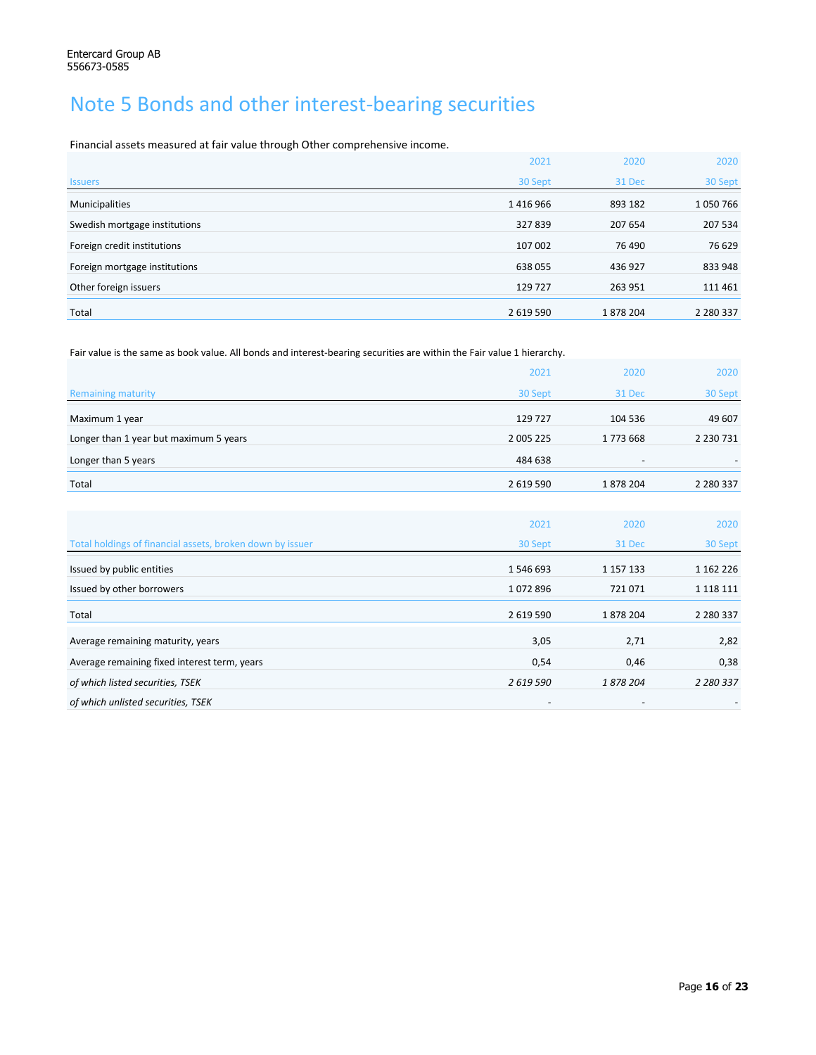Entercard Group AB
556673-0585

# Note 5 Bonds and other interest-bearing securities

Financial assets measured at fair value through Other comprehensive income.

| Issuers | 2021<br>30 Sept | 2020<br>31 Dec | 2020<br>30 Sept |
|---|---|---|---|
| Municipalities | 1 416 966 | 893 182 | 1 050 766 |
| Swedish mortgage institutions | 327 839 | 207 654 | 207 534 |
| Foreign credit institutions | 107 002 | 76 490 | 76 629 |
| Foreign mortgage institutions | 638 055 | 436 927 | 833 948 |
| Other foreign issuers | 129 727 | 263 951 | 111 461 |
| Total | 2 619 590 | 1 878 204 | 2 280 337 |

Fair value is the same as book value. All bonds and interest-bearing securities are within the Fair value 1 hierarchy.

| Remaining maturity | 2021<br>30 Sept | 2020<br>31 Dec | 2020<br>30 Sept |
|---|---|---|---|
| Maximum 1 year | 129 727 | 104 536 | 49 607 |
| Longer than 1 year but maximum 5 years | 2 005 225 | 1 773 668 | 2 230 731 |
| Longer than 5 years | 484 638 | - | - |
| Total | 2 619 590 | 1 878 204 | 2 280 337 |

| Total holdings of financial assets, broken down by issuer | 2021<br>30 Sept | 2020<br>31 Dec | 2020<br>30 Sept |
|---|---|---|---|
| Issued by public entities | 1 546 693 | 1 157 133 | 1 162 226 |
| Issued by other borrowers | 1 072 896 | 721 071 | 1 118 111 |
| Total | 2 619 590 | 1 878 204 | 2 280 337 |
| Average remaining maturity, years | 3,05 | 2,71 | 2,82 |
| Average remaining fixed interest term, years | 0,54 | 0,46 | 0,38 |
| *of which listed securities, TSEK* | *2 619 590* | *1 878 204* | *2 280 337* |
| *of which unlisted securities, TSEK* | - | - | - |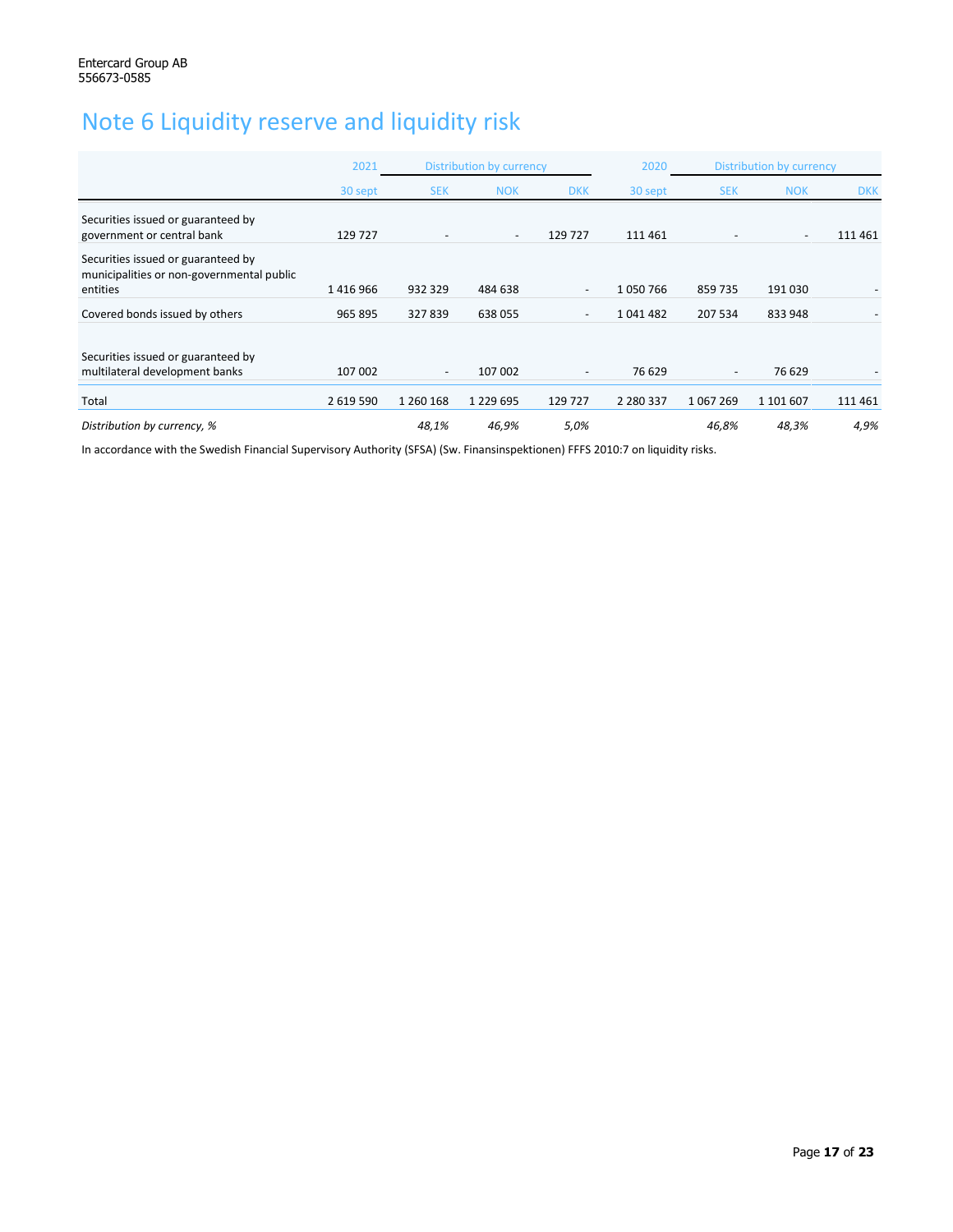Entercard Group AB
556673-0585

# Note 6 Liquidity reserve and liquidity risk

| | 2021 | Distribution by currency | | | 2020 | Distribution by currency | | |
|---|---|---|---|---|---|---|---|---|
| | 30 sept | SEK | NOK | DKK | 30 sept | SEK | NOK | DKK |
| Securities issued or guaranteed by government or central bank | 129 727 | - | - | 129 727 | 111 461 | - | - | 111 461 |
| Securities issued or guaranteed by municipalities or non-governmental public entities | 1 416 966 | 932 329 | 484 638 | - | 1 050 766 | 859 735 | 191 030 | - |
| Covered bonds issued by others | 965 895 | 327 839 | 638 055 | - | 1 041 482 | 207 534 | 833 948 | - |
| Securities issued or guaranteed by multilateral development banks | 107 002 | - | 107 002 | - | 76 629 | - | 76 629 | - |
| Total | 2 619 590 | 1 260 168 | 1 229 695 | 129 727 | 2 280 337 | 1 067 269 | 1 101 607 | 111 461 |
| *Distribution by currency, %* | | *48,1%* | *46,9%* | *5,0%* | | *46,8%* | *48,3%* | *4,9%* |

In accordance with the Swedish Financial Supervisory Authority (SFSA) (Sw. Finansinspektionen) FFFS 2010:7 on liquidity risks.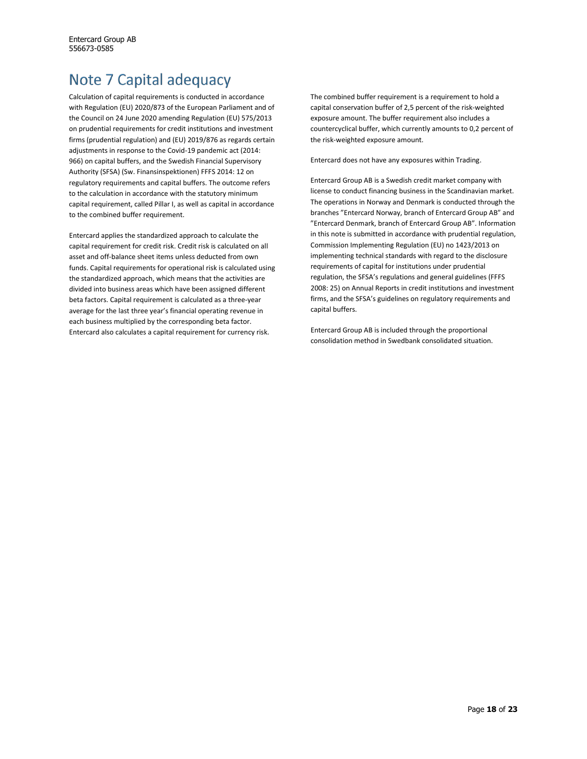# Note 7 Capital adequacy

Calculation of capital requirements is conducted in accordance with Regulation (EU) 2020/873 of the European Parliament and of the Council on 24 June 2020 amending Regulation (EU) 575/2013 on prudential requirements for credit institutions and investment firms (prudential regulation) and (EU) 2019/876 as regards certain adjustments in response to the Covid-19 pandemic act (2014: 966) on capital buffers, and the Swedish Financial Supervisory Authority (SFSA) (Sw. Finansinspektionen) FFFS 2014: 12 on regulatory requirements and capital buffers. The outcome refers to the calculation in accordance with the statutory minimum capital requirement, called Pillar I, as well as capital in accordance to the combined buffer requirement.

Entercard applies the standardized approach to calculate the capital requirement for credit risk. Credit risk is calculated on all asset and off-balance sheet items unless deducted from own funds. Capital requirements for operational risk is calculated using the standardized approach, which means that the activities are divided into business areas which have been assigned different beta factors. Capital requirement is calculated as a three-year average for the last three year's financial operating revenue in each business multiplied by the corresponding beta factor. Entercard also calculates a capital requirement for currency risk.

The combined buffer requirement is a requirement to hold a capital conservation buffer of 2,5 percent of the risk-weighted exposure amount. The buffer requirement also includes a countercyclical buffer, which currently amounts to 0,2 percent of the risk-weighted exposure amount.

Entercard does not have any exposures within Trading.

Entercard Group AB is a Swedish credit market company with license to conduct financing business in the Scandinavian market. The operations in Norway and Denmark is conducted through the branches "Entercard Norway, branch of Entercard Group AB" and "Entercard Denmark, branch of Entercard Group AB". Information in this note is submitted in accordance with prudential regulation, Commission Implementing Regulation (EU) no 1423/2013 on implementing technical standards with regard to the disclosure requirements of capital for institutions under prudential regulation, the SFSA's regulations and general guidelines (FFFS 2008: 25) on Annual Reports in credit institutions and investment firms, and the SFSA's guidelines on regulatory requirements and capital buffers.

Entercard Group AB is included through the proportional consolidation method in Swedbank consolidated situation.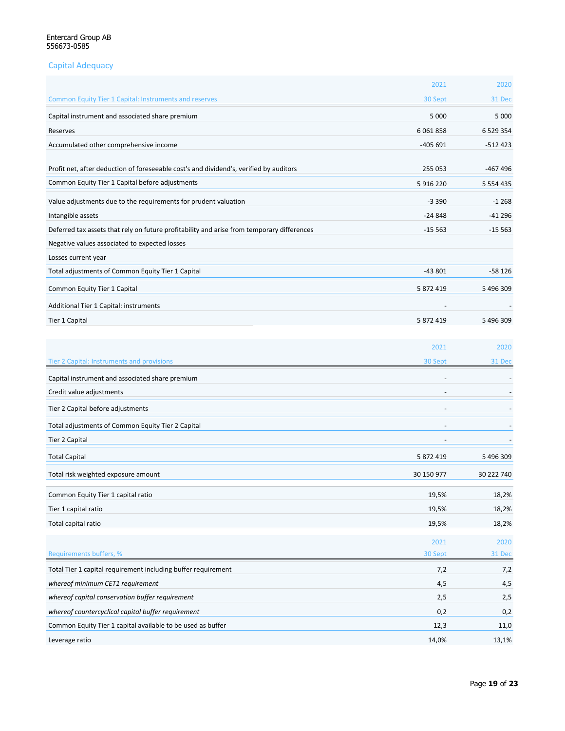Entercard Group AB
556673-0585

## Capital Adequacy

| Common Equity Tier 1 Capital: Instruments and reserves | 2021<br>30 Sept | 2020<br>31 Dec |
|---|---|---|
| Capital instrument and associated share premium | 5 000 | 5 000 |
| Reserves | 6 061 858 | 6 529 354 |
| Accumulated other comprehensive income | -405 691 | -512 423 |
| Profit net, after deduction of foreseeable cost's and dividend's, verified by auditors | 255 053 | -467 496 |
| Common Equity Tier 1 Capital before adjustments | 5 916 220 | 5 554 435 |
| Value adjustments due to the requirements for prudent valuation | -3 390 | -1 268 |
| Intangible assets | -24 848 | -41 296 |
| Deferred tax assets that rely on future profitability and arise from temporary differences | -15 563 | -15 563 |
| Negative values associated to expected losses | | |
| Losses current year | | |
| Total adjustments of Common Equity Tier 1 Capital | -43 801 | -58 126 |
| Common Equity Tier 1 Capital | 5 872 419 | 5 496 309 |
| Additional Tier 1 Capital: instruments | - | - |
| Tier 1 Capital | 5 872 419 | 5 496 309 |

| Tier 2 Capital: Instruments and provisions | 2021<br>30 Sept | 2020<br>31 Dec |
|---|---|---|
| Capital instrument and associated share premium | - | - |
| Credit value adjustments | - | - |
| Tier 2 Capital before adjustments | - | - |
| Total adjustments of Common Equity Tier 2 Capital | - | - |
| Tier 2 Capital | - | - |
| Total Capital | 5 872 419 | 5 496 309 |
| Total risk weighted exposure amount | 30 150 977 | 30 222 740 |
| Common Equity Tier 1 capital ratio | 19,5% | 18,2% |
| Tier 1 capital ratio | 19,5% | 18,2% |
| Total capital ratio | 19,5% | 18,2% |

| Requirements buffers, % | 2021<br>30 Sept | 2020<br>31 Dec |
|---|---|---|
| Total Tier 1 capital requirement including buffer requirement | 7,2 | 7,2 |
| *whereof minimum CET1 requirement* | 4,5 | 4,5 |
| *whereof capital conservation buffer requirement* | 2,5 | 2,5 |
| *whereof countercyclical capital buffer requirement* | 0,2 | 0,2 |
| Common Equity Tier 1 capital available to be used as buffer | 12,3 | 11,0 |
| Leverage ratio | 14,0% | 13,1% |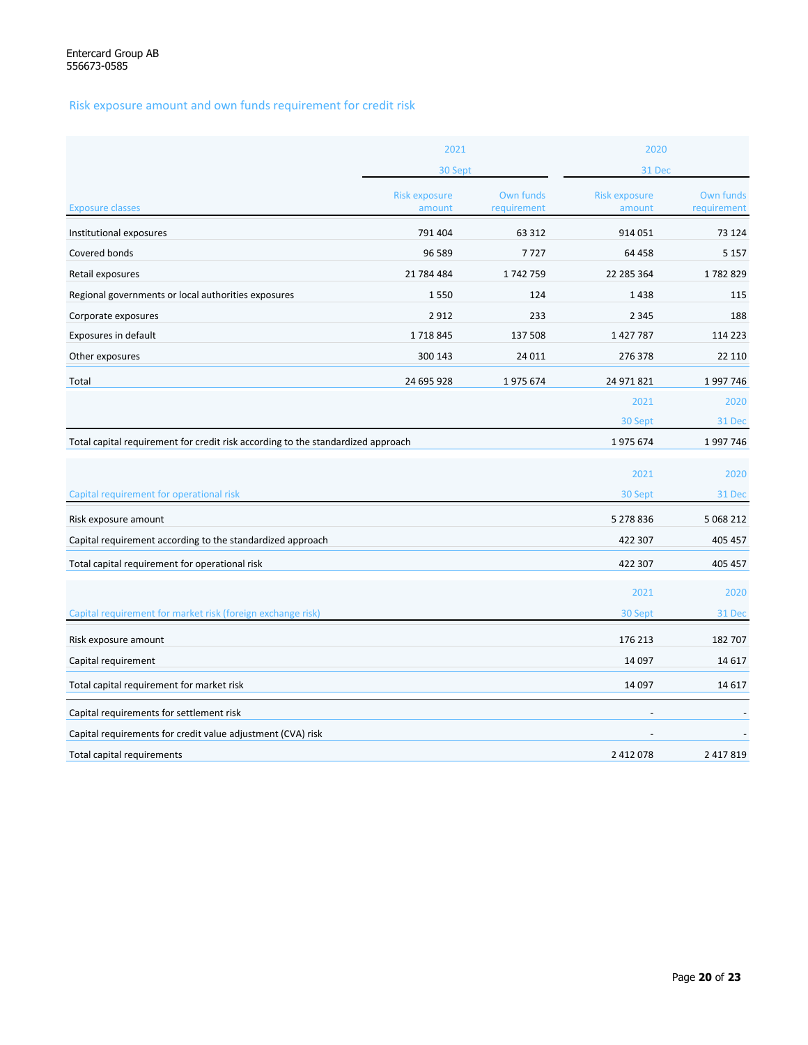Entercard Group AB
556673-0585

## Risk exposure amount and own funds requirement for credit risk

| | 2021 | | 2020 | |
|---|---|---|---|---|
| | 30 Sept | | 31 Dec | |
| Exposure classes | Risk exposure amount | Own funds requirement | Risk exposure amount | Own funds requirement |
| Institutional exposures | 791 404 | 63 312 | 914 051 | 73 124 |
| Covered bonds | 96 589 | 7 727 | 64 458 | 5 157 |
| Retail exposures | 21 784 484 | 1 742 759 | 22 285 364 | 1 782 829 |
| Regional governments or local authorities exposures | 1 550 | 124 | 1 438 | 115 |
| Corporate exposures | 2 912 | 233 | 2 345 | 188 |
| Exposures in default | 1 718 845 | 137 508 | 1 427 787 | 114 223 |
| Other exposures | 300 143 | 24 011 | 276 378 | 22 110 |
| Total | 24 695 928 | 1 975 674 | 24 971 821 | 1 997 746 |

| | 2021 | 2020 |
|---|---|---|
| | 30 Sept | 31 Dec |
| Total capital requirement for credit risk according to the standardized approach | 1 975 674 | 1 997 746 |

| Capital requirement for operational risk | 2021 30 Sept | 2020 31 Dec |
|---|---|---|
| Risk exposure amount | 5 278 836 | 5 068 212 |
| Capital requirement according to the standardized approach | 422 307 | 405 457 |
| Total capital requirement for operational risk | 422 307 | 405 457 |

| Capital requirement for market risk (foreign exchange risk) | 2021 30 Sept | 2020 31 Dec |
|---|---|---|
| Risk exposure amount | 176 213 | 182 707 |
| Capital requirement | 14 097 | 14 617 |
| Total capital requirement for market risk | 14 097 | 14 617 |
| Capital requirements for settlement risk | - | - |
| Capital requirements for credit value adjustment (CVA) risk | - | - |
| Total capital requirements | 2 412 078 | 2 417 819 |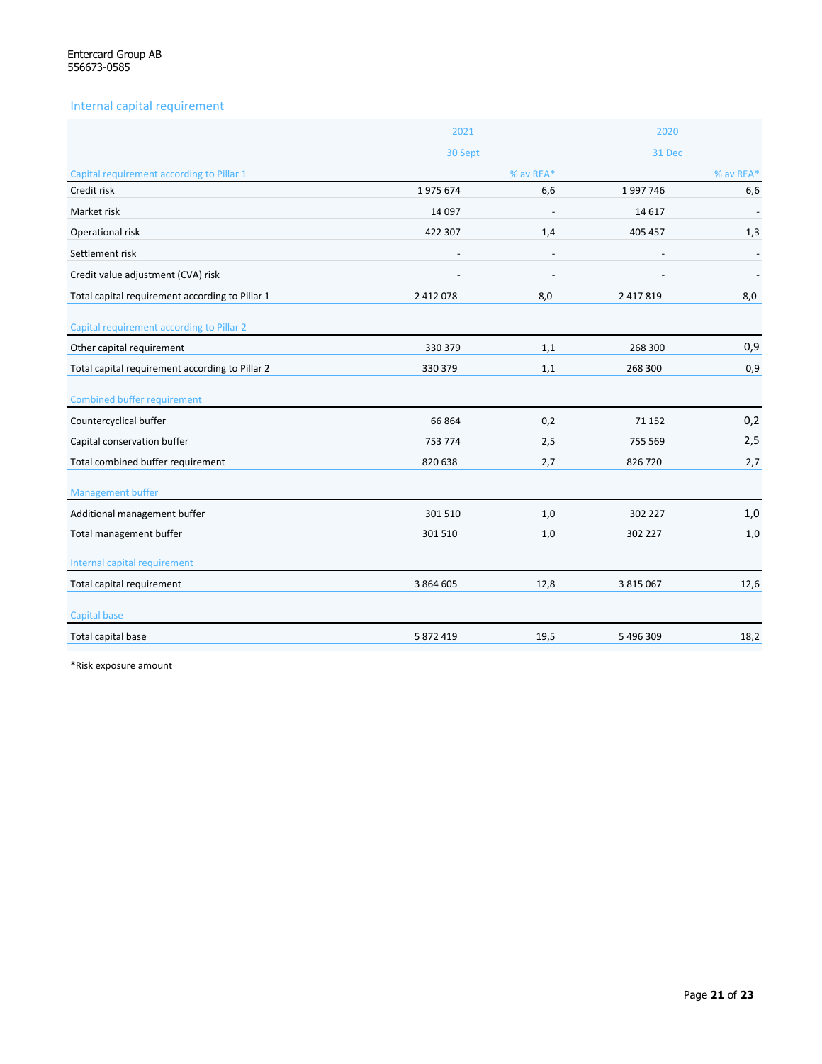Entercard Group AB
556673-0585

## Internal capital requirement

| | 2021 | | 2020 | |
|---|---|---|---|---|
| | 30 Sept | | 31 Dec | |
| **Capital requirement according to Pillar 1** | | % av REA* | | % av REA* |
| Credit risk | 1 975 674 | 6,6 | 1 997 746 | 6,6 |
| Market risk | 14 097 | - | 14 617 | - |
| Operational risk | 422 307 | 1,4 | 405 457 | 1,3 |
| Settlement risk | - | - | - | - |
| Credit value adjustment (CVA) risk | - | - | - | - |
| Total capital requirement according to Pillar 1 | 2 412 078 | 8,0 | 2 417 819 | 8,0 |
| **Capital requirement according to Pillar 2** | | | | |
| Other capital requirement | 330 379 | 1,1 | 268 300 | 0,9 |
| Total capital requirement according to Pillar 2 | 330 379 | 1,1 | 268 300 | 0,9 |
| **Combined buffer requirement** | | | | |
| Countercyclical buffer | 66 864 | 0,2 | 71 152 | 0,2 |
| Capital conservation buffer | 753 774 | 2,5 | 755 569 | 2,5 |
| Total combined buffer requirement | 820 638 | 2,7 | 826 720 | 2,7 |
| **Management buffer** | | | | |
| Additional management buffer | 301 510 | 1,0 | 302 227 | 1,0 |
| Total management buffer | 301 510 | 1,0 | 302 227 | 1,0 |
| **Internal capital requirement** | | | | |
| Total capital requirement | 3 864 605 | 12,8 | 3 815 067 | 12,6 |
| **Capital base** | | | | |
| Total capital base | 5 872 419 | 19,5 | 5 496 309 | 18,2 |

*Risk exposure amount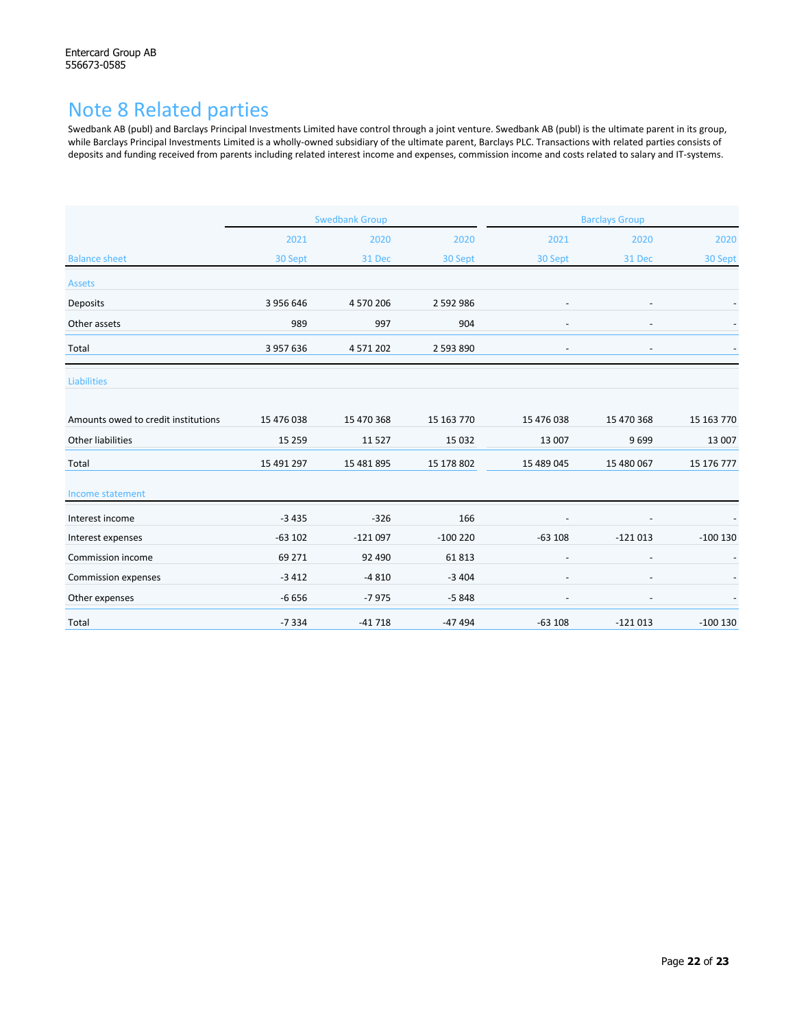Entercard Group AB
556673-0585

# Note 8 Related parties

Swedbank AB (publ) and Barclays Principal Investments Limited have control through a joint venture. Swedbank AB (publ) is the ultimate parent in its group, while Barclays Principal Investments Limited is a wholly-owned subsidiary of the ultimate parent, Barclays PLC. Transactions with related parties consists of deposits and funding received from parents including related interest income and expenses, commission income and costs related to salary and IT-systems.

| | Swedbank Group | | | Barclays Group | | |
|---|---|---|---|---|---|---|
| | 2021 | 2020 | 2020 | 2021 | 2020 | 2020 |
| Balance sheet | 30 Sept | 31 Dec | 30 Sept | 30 Sept | 31 Dec | 30 Sept |
| **Assets** | | | | | | |
| Deposits | 3 956 646 | 4 570 206 | 2 592 986 | - | - | - |
| Other assets | 989 | 997 | 904 | - | - | - |
| Total | 3 957 636 | 4 571 202 | 2 593 890 | - | - | - |
| **Liabilities** | | | | | | |
| Amounts owed to credit institutions | 15 476 038 | 15 470 368 | 15 163 770 | 15 476 038 | 15 470 368 | 15 163 770 |
| Other liabilities | 15 259 | 11 527 | 15 032 | 13 007 | 9 699 | 13 007 |
| Total | 15 491 297 | 15 481 895 | 15 178 802 | 15 489 045 | 15 480 067 | 15 176 777 |
| **Income statement** | | | | | | |
| Interest income | -3 435 | -326 | 166 | - | - | - |
| Interest expenses | -63 102 | -121 097 | -100 220 | -63 108 | -121 013 | -100 130 |
| Commission income | 69 271 | 92 490 | 61 813 | - | - | - |
| Commission expenses | -3 412 | -4 810 | -3 404 | - | - | - |
| Other expenses | -6 656 | -7 975 | -5 848 | - | - | - |
| Total | -7 334 | -41 718 | -47 494 | -63 108 | -121 013 | -100 130 |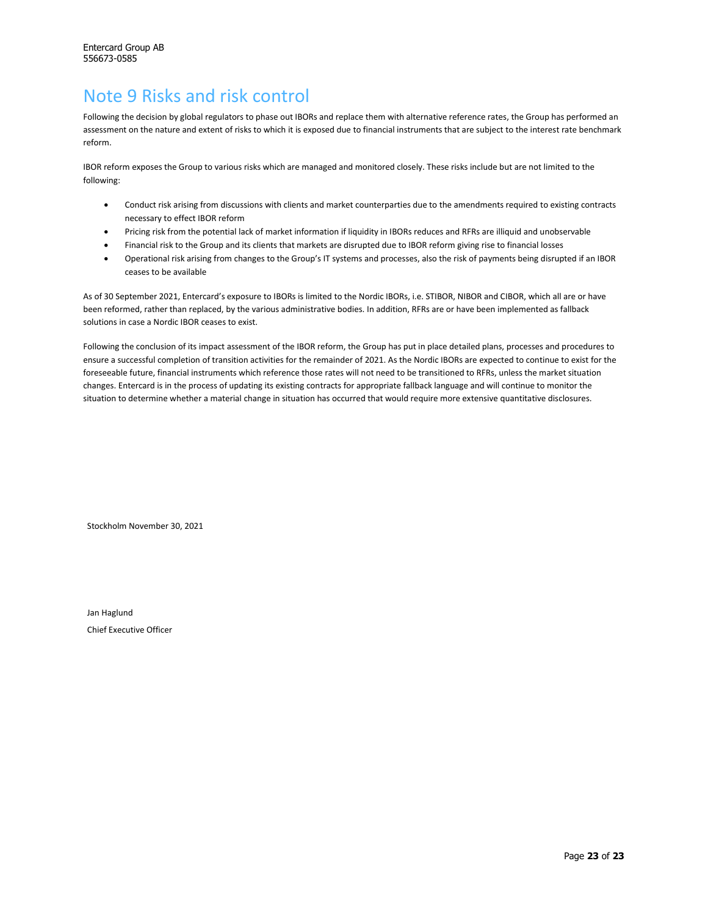# Note 9 Risks and risk control

Following the decision by global regulators to phase out IBORs and replace them with alternative reference rates, the Group has performed an assessment on the nature and extent of risks to which it is exposed due to financial instruments that are subject to the interest rate benchmark reform.

IBOR reform exposes the Group to various risks which are managed and monitored closely. These risks include but are not limited to the following:

- Conduct risk arising from discussions with clients and market counterparties due to the amendments required to existing contracts necessary to effect IBOR reform
- Pricing risk from the potential lack of market information if liquidity in IBORs reduces and RFRs are illiquid and unobservable
- Financial risk to the Group and its clients that markets are disrupted due to IBOR reform giving rise to financial losses
- Operational risk arising from changes to the Group's IT systems and processes, also the risk of payments being disrupted if an IBOR ceases to be available

As of 30 September 2021, Entercard's exposure to IBORs is limited to the Nordic IBORs, i.e. STIBOR, NIBOR and CIBOR, which all are or have been reformed, rather than replaced, by the various administrative bodies. In addition, RFRs are or have been implemented as fallback solutions in case a Nordic IBOR ceases to exist.

Following the conclusion of its impact assessment of the IBOR reform, the Group has put in place detailed plans, processes and procedures to ensure a successful completion of transition activities for the remainder of 2021. As the Nordic IBORs are expected to continue to exist for the foreseeable future, financial instruments which reference those rates will not need to be transitioned to RFRs, unless the market situation changes. Entercard is in the process of updating its existing contracts for appropriate fallback language and will continue to monitor the situation to determine whether a material change in situation has occurred that would require more extensive quantitative disclosures.

Stockholm November 30, 2021

Jan Haglund

Chief Executive Officer